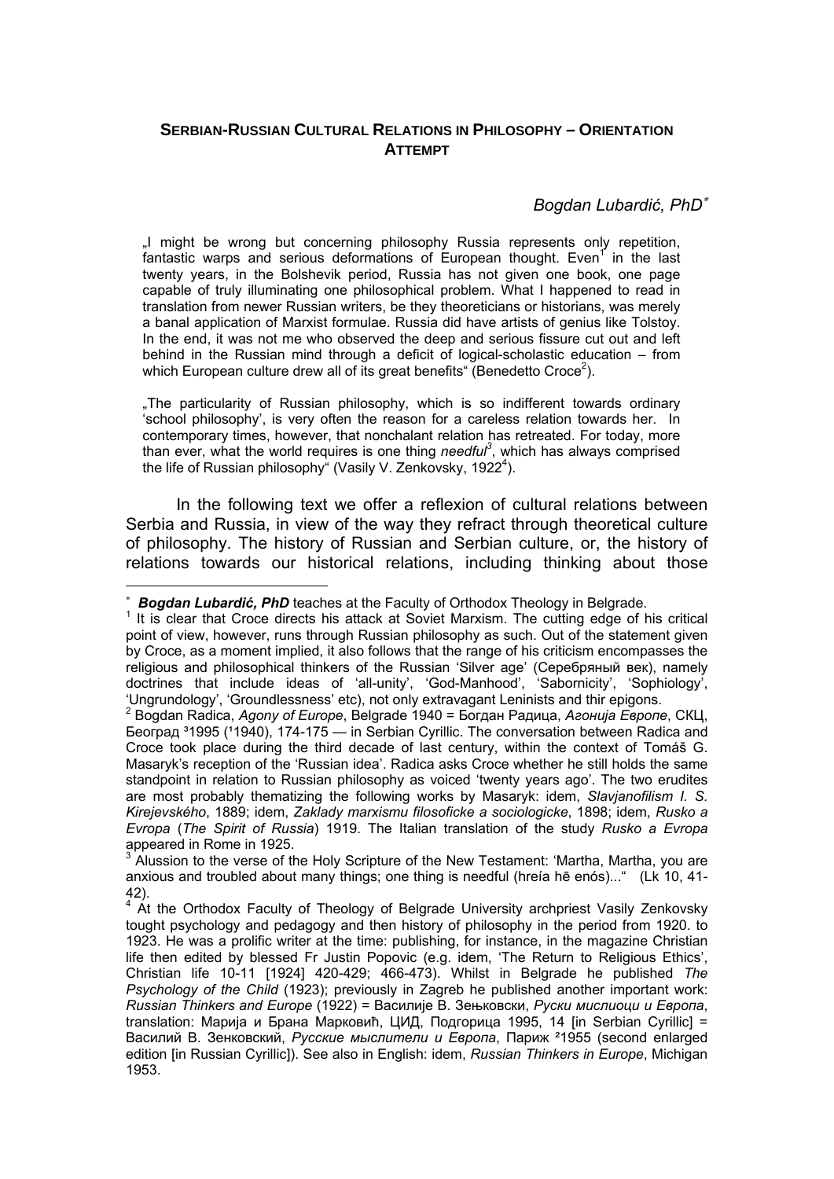# SERBIAN-RUSSIAN CULTURAL RELATIONS IN PHILOSOPHY – ORIENTATION ATTEMPT

*Bogdan Lubardić, PhD*[*]

„I might be wrong but concerning philosophy Russia represents only repetition, fantastic warps and serious deformations of European thought. Even[1] in the last twenty years, in the Bolshevik period, Russia has not given one book, one page capable of truly illuminating one philosophical problem. What I happened to read in translation from newer Russian writers, be they theoreticians or historians, was merely a banal application of Marxist formulae. Russia did have artists of genius like Tolstoy. In the end, it was not me who observed the deep and serious fissure cut out and left behind in the Russian mind through a deficit of logical-scholastic education – from which European culture drew all of its great benefits" (Benedetto Croce[2]).

„The particularity of Russian philosophy, which is so indifferent towards ordinary 'school philosophy', is very often the reason for a careless relation towards her. In contemporary times, however, that nonchalant relation has retreated. For today, more than ever, what the world requires is one thing *needful*[3], which has always comprised the life of Russian philosophy" (Vasily V. Zenkovsky, 1922[4]).

In the following text we offer a reflexion of cultural relations between Serbia and Russia, in view of the way they refract through theoretical culture of philosophy. The history of Russian and Serbian culture, or, the history of relations towards our historical relations, including thinking about those

---

[*] ***Bogdan Lubardić, PhD*** teaches at the Faculty of Orthodox Theology in Belgrade.

[1] It is clear that Croce directs his attack at Soviet Marxism. The cutting edge of his critical point of view, however, runs through Russian philosophy as such. Out of the statement given by Croce, as a moment implied, it also follows that the range of his criticism encompasses the religious and philosophical thinkers of the Russian 'Silver age' (Серебряный век), namely doctrines that include ideas of 'all-unity', 'God-Manhood', 'Sabornicity', 'Sophiology', 'Ungrundology', 'Groundlessness' etc), not only extravagant Leninists and thir epigons.

[2] Bogdan Radica, *Agony of Europe*, Belgrade 1940 = Богдан Радица, *Агонија Европе*, СКЦ, Београд ³1995 (¹1940), 174-175 — in Serbian Cyrillic. The conversation between Radica and Croce took place during the third decade of last century, within the context of Tomáš G. Masaryk's reception of the 'Russian idea'. Radica asks Croce whether he still holds the same standpoint in relation to Russian philosophy as voiced 'twenty years ago'. The two erudites are most probably thematizing the following works by Masaryk: idem, *Slavjanofilism I. S. Kirejevského*, 1889; idem, *Zaklady marxismu filosoficke a sociologicke*, 1898; idem, *Rusko a Evropa* (*The Spirit of Russia*) 1919. The Italian translation of the study *Rusko a Evropa* appeared in Rome in 1925.

[3] Alussion to the verse of the Holy Scripture of the New Testament: 'Martha, Martha, you are anxious and troubled about many things; one thing is needful (hreía hē enós)..." (Lk 10, 41-42).

[4] At the Orthodox Faculty of Theology of Belgrade University archpriest Vasily Zenkovsky tought psychology and pedagogy and then history of philosophy in the period from 1920. to 1923. He was a prolific writer at the time: publishing, for instance, in the magazine Christian life then edited by blessed Fr Justin Popovic (e.g. idem, 'The Return to Religious Ethics', Christian life 10-11 [1924] 420-429; 466-473). Whilst in Belgrade he published *The Psychology of the Child* (1923); previously in Zagreb he published another important work: *Russian Thinkers and Europe* (1922) = Василије В. Зењковски, *Руски мислиоци и Европа*, translation: Марија и Брана Марковић, ЦИД, Подгорица 1995, 14 [in Serbian Cyrillic] = Василий В. Зенковский, *Русские мыслители и Европа*, Париж ²1955 (second enlarged edition [in Russian Cyrillic]). See also in English: idem, *Russian Thinkers in Europe*, Michigan 1953.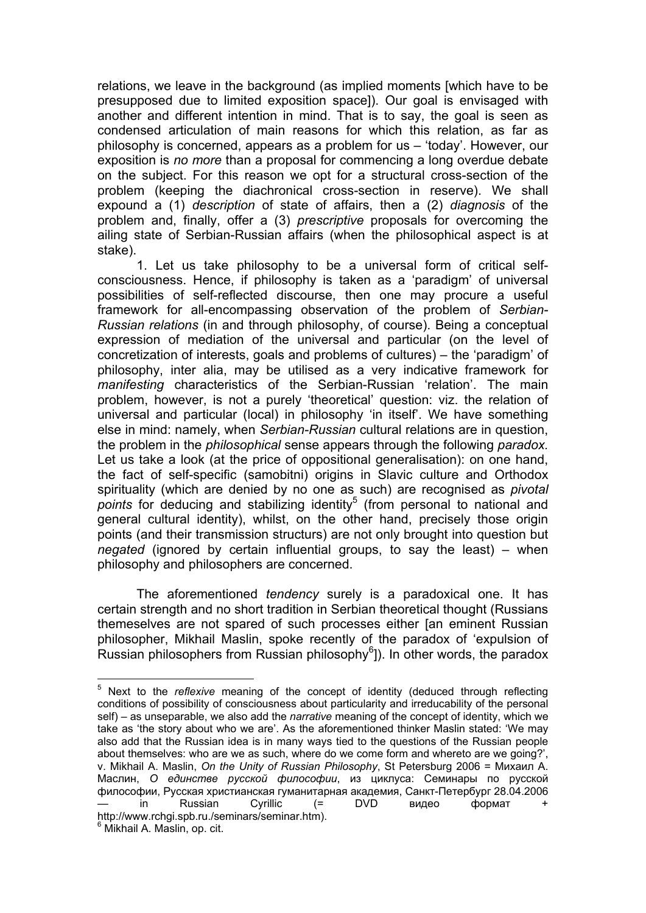relations, we leave in the background (as implied moments [which have to be presupposed due to limited exposition space]). Our goal is envisaged with another and different intention in mind. That is to say, the goal is seen as condensed articulation of main reasons for which this relation, as far as philosophy is concerned, appears as a problem for us – 'today'. However, our exposition is *no more* than a proposal for commencing a long overdue debate on the subject. For this reason we opt for a structural cross-section of the problem (keeping the diachronical cross-section in reserve). We shall expound a (1) *description* of state of affairs, then a (2) *diagnosis* of the problem and, finally, offer a (3) *prescriptive* proposals for overcoming the ailing state of Serbian-Russian affairs (when the philosophical aspect is at stake).

1. Let us take philosophy to be a universal form of critical self-consciousness. Hence, if philosophy is taken as a 'paradigm' of universal possibilities of self-reflected discourse, then one may procure a useful framework for all-encompassing observation of the problem of *Serbian-Russian relations* (in and through philosophy, of course). Being a conceptual expression of mediation of the universal and particular (on the level of concretization of interests, goals and problems of cultures) – the 'paradigm' of philosophy, inter alia, may be utilised as a very indicative framework for *manifesting* characteristics of the Serbian-Russian 'relation'. The main problem, however, is not a purely 'theoretical' question: viz. the relation of universal and particular (local) in philosophy 'in itself'. We have something else in mind: namely, when *Serbian-Russian* cultural relations are in question, the problem in the *philosophical* sense appears through the following *paradox*. Let us take a look (at the price of oppositional generalisation): on one hand, the fact of self-specific (samobitni) origins in Slavic culture and Orthodox spirituality (which are denied by no one as such) are recognised as *pivotal points* for deducing and stabilizing identity[5] (from personal to national and general cultural identity), whilst, on the other hand, precisely those origin points (and their transmission structurs) are not only brought into question but *negated* (ignored by certain influential groups, to say the least) – when philosophy and philosophers are concerned.

The aforementioned *tendency* surely is a paradoxical one. It has certain strength and no short tradition in Serbian theoretical thought (Russians themeselves are not spared of such processes either [an eminent Russian philosopher, Mikhail Maslin, spoke recently of the paradox of 'expulsion of Russian philosophers from Russian philosophy[6]]). In other words, the paradox

---

[5] Next to the *reflexive* meaning of the concept of identity (deduced through reflecting conditions of possibility of consciousness about particularity and irreducability of the personal self) – as unseparable, we also add the *narrative* meaning of the concept of identity, which we take as 'the story about who we are'. As the aforementioned thinker Maslin stated: 'We may also add that the Russian idea is in many ways tied to the questions of the Russian people about themselves: who are we as such, where do we come form and whereto are we going?', v. Mikhail A. Maslin, *On the Unity of Russian Philosophy*, St Petersburg 2006 = Михаил А. Маслин, *О единстве русской философии*, из циклуса: Семинары по русской философии, Русская христианская гуманитарная академия, Санкт-Петербург 28.04.2006 — in Russian Cyrillic (= DVD видео формат + http://www.rchgi.spb.ru./seminars/seminar.htm).

[6] Mikhail A. Maslin, op. cit.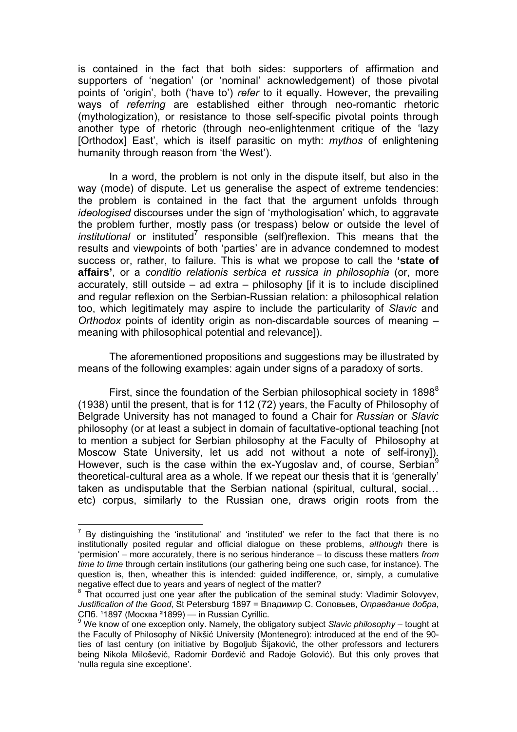is contained in the fact that both sides: supporters of affirmation and supporters of 'negation' (or 'nominal' acknowledgement) of those pivotal points of 'origin', both ('have to') *refer* to it equally. However, the prevailing ways of *referring* are established either through neo-romantic rhetoric (mythologization), or resistance to those self-specific pivotal points through another type of rhetoric (through neo-enlightenment critique of the 'lazy [Orthodox] East', which is itself parasitic on myth: *mythos* of enlightening humanity through reason from 'the West').

In a word, the problem is not only in the dispute itself, but also in the way (mode) of dispute. Let us generalise the aspect of extreme tendencies: the problem is contained in the fact that the argument unfolds through *ideologised* discourses under the sign of 'mythologisation' which, to aggravate the problem further, mostly pass (or trespass) below or outside the level of *institutional* or instituted[7] responsible (self)reflexion. This means that the results and viewpoints of both 'parties' are in advance condemned to modest success or, rather, to failure. This is what we propose to call the **'state of affairs'**, or a *conditio relationis serbica et russica in philosophia* (or, more accurately, still outside – ad extra – philosophy [if it is to include disciplined and regular reflexion on the Serbian-Russian relation: a philosophical relation too, which legitimately may aspire to include the particularity of *Slavic* and *Orthodox* points of identity origin as non-discardable sources of meaning – meaning with philosophical potential and relevance]).

The aforementioned propositions and suggestions may be illustrated by means of the following examples: again under signs of a paradoxy of sorts.

First, since the foundation of the Serbian philosophical society in 1898[8] (1938) until the present, that is for 112 (72) years, the Faculty of Philosophy of Belgrade University has not managed to found a Chair for *Russian* or *Slavic* philosophy (or at least a subject in domain of facultative-optional teaching [not to mention a subject for Serbian philosophy at the Faculty of Philosophy at Moscow State University, let us add not without a note of self-irony]). However, such is the case within the ex-Yugoslav and, of course, Serbian[9] theoretical-cultural area as a whole. If we repeat our thesis that it is 'generally' taken as undisputable that the Serbian national (spiritual, cultural, social… etc) corpus, similarly to the Russian one, draws origin roots from the

---

[7] By distinguishing the 'institutional' and 'instituted' we refer to the fact that there is no institutionally posited regular and official dialogue on these problems, *although* there is 'permision' – more accurately, there is no serious hinderance – to discuss these matters *from time to time* through certain institutions (our gathering being one such case, for instance). The question is, then, wheather this is intended: guided indifference, or, simply, a cumulative negative effect due to years and years of neglect of the matter?

[8] That occurred just one year after the publication of the seminal study: Vladimir Solovyev, *Justification of the Good*, St Petersburg 1897 = Владимир С. Соловьев, *Оправдание добра*, СПб. ¹1897 (Москва ²1899) — in Russian Cyrillic.

[9] We know of one exception only. Namely, the obligatory subject *Slavic philosophy* – tought at the Faculty of Philosophy of Nikšić University (Montenegro): introduced at the end of the 90-ties of last century (on initiative by Bogoljub Šijaković, the other professors and lecturers being Nikola Milošević, Radomir Đorđević and Radoje Golović). But this only proves that 'nulla regula sine exceptione'.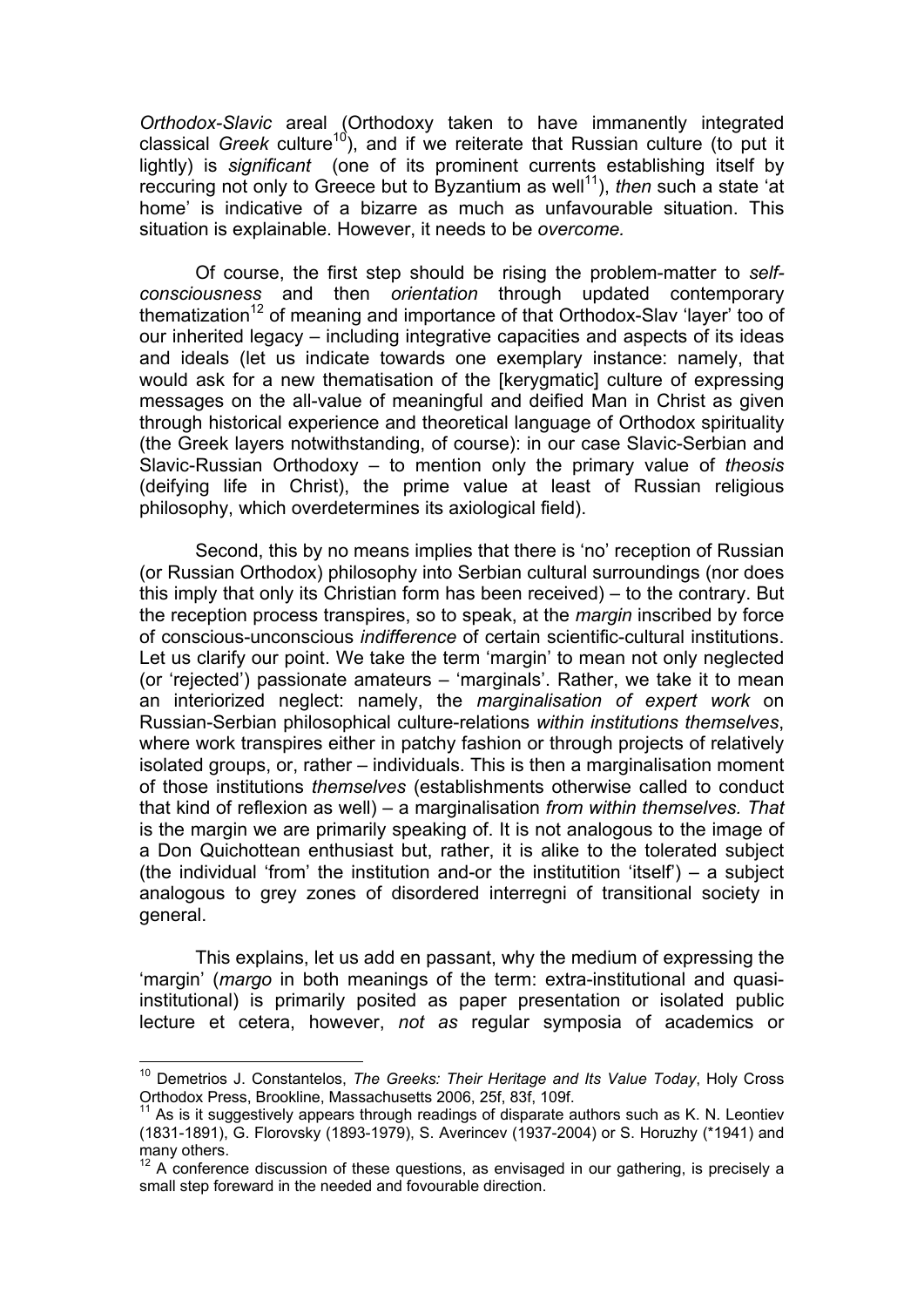*Orthodox-Slavic* areal (Orthodoxy taken to have immanently integrated classical *Greek* culture[10]), and if we reiterate that Russian culture (to put it lightly) is *significant* (one of its prominent currents establishing itself by reccuring not only to Greece but to Byzantium as well[11]), *then* such a state 'at home' is indicative of a bizarre as much as unfavourable situation. This situation is explainable. However, it needs to be *overcome.*

Of course, the first step should be rising the problem-matter to *self-consciousness* and then *orientation* through updated contemporary thematization[12] of meaning and importance of that Orthodox-Slav 'layer' too of our inherited legacy – including integrative capacities and aspects of its ideas and ideals (let us indicate towards one exemplary instance: namely, that would ask for a new thematisation of the [kerygmatic] culture of expressing messages on the all-value of meaningful and deified Man in Christ as given through historical experience and theoretical language of Orthodox spirituality (the Greek layers notwithstanding, of course): in our case Slavic-Serbian and Slavic-Russian Orthodoxy – to mention only the primary value of *theosis* (deifying life in Christ), the prime value at least of Russian religious philosophy, which overdetermines its axiological field).

Second, this by no means implies that there is 'no' reception of Russian (or Russian Orthodox) philosophy into Serbian cultural surroundings (nor does this imply that only its Christian form has been received) – to the contrary. But the reception process transpires, so to speak, at the *margin* inscribed by force of conscious-unconscious *indifference* of certain scientific-cultural institutions. Let us clarify our point. We take the term 'margin' to mean not only neglected (or 'rejected') passionate amateurs – 'marginals'. Rather, we take it to mean an interiorized neglect: namely, the *marginalisation of expert work* on Russian-Serbian philosophical culture-relations *within institutions themselves*, where work transpires either in patchy fashion or through projects of relatively isolated groups, or, rather – individuals. This is then a marginalisation moment of those institutions *themselves* (establishments otherwise called to conduct that kind of reflexion as well) – a marginalisation *from within themselves. That* is the margin we are primarily speaking of. It is not analogous to the image of a Don Quichottean enthusiast but, rather, it is alike to the tolerated subject (the individual 'from' the institution and-or the institutition 'itself') – a subject analogous to grey zones of disordered interregni of transitional society in general.

This explains, let us add en passant, why the medium of expressing the 'margin' (*margo* in both meanings of the term: extra-institutional and quasi-institutional) is primarily posited as paper presentation or isolated public lecture et cetera, however, *not as* regular symposia of academics or

---

[10] Demetrios J. Constantelos, *The Greeks: Their Heritage and Its Value Today*, Holy Cross Orthodox Press, Brookline, Massachusetts 2006, 25f, 83f, 109f.

[11] As is it suggestively appears through readings of disparate authors such as K. N. Leontiev (1831-1891), G. Florovsky (1893-1979), S. Averincev (1937-2004) or S. Horuzhy (*1941) and many others.

[12] A conference discussion of these questions, as envisaged in our gathering, is precisely a small step foreward in the needed and fovourable direction.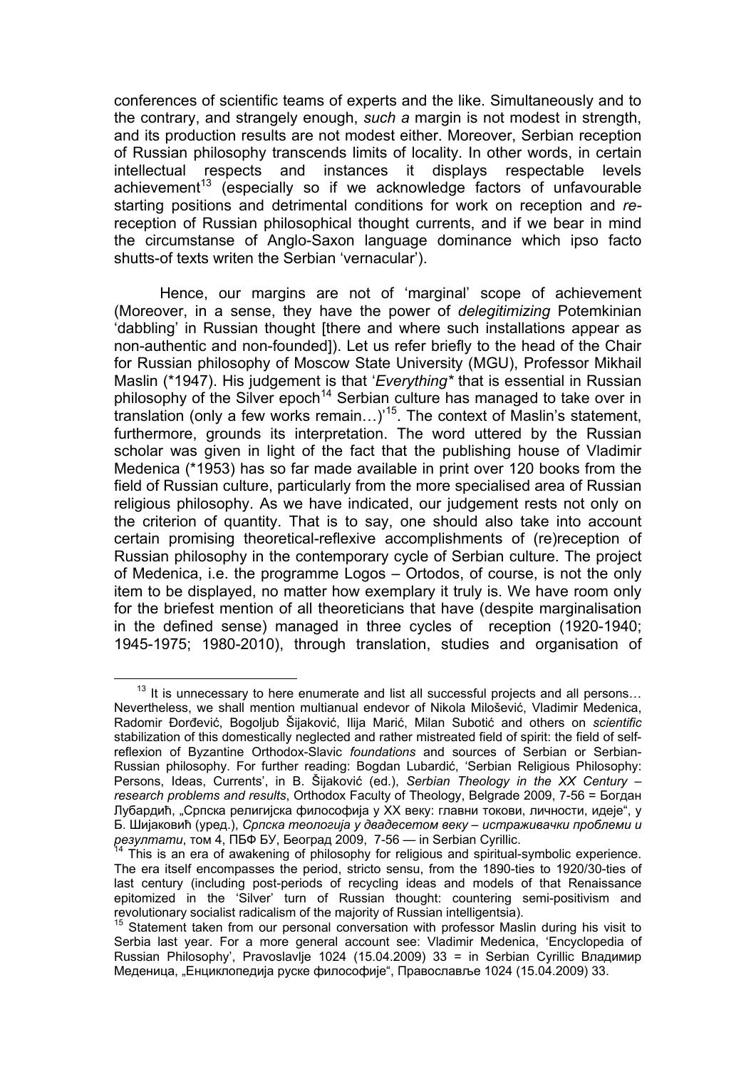conferences of scientific teams of experts and the like. Simultaneously and to the contrary, and strangely enough, *such a* margin is not modest in strength, and its production results are not modest either. Moreover, Serbian reception of Russian philosophy transcends limits of locality. In other words, in certain intellectual respects and instances it displays respectable levels achievement[13] (especially so if we acknowledge factors of unfavourable starting positions and detrimental conditions for work on reception and *re*-reception of Russian philosophical thought currents, and if we bear in mind the circumstanse of Anglo-Saxon language dominance which ipso facto shutts-of texts writen the Serbian 'vernacular').

Hence, our margins are not of 'marginal' scope of achievement (Moreover, in a sense, they have the power of *delegitimizing* Potemkinian 'dabbling' in Russian thought [there and where such installations appear as non-authentic and non-founded]). Let us refer briefly to the head of the Chair for Russian philosophy of Moscow State University (MGU), Professor Mikhail Maslin (*1947). His judgement is that '*Everything** that is essential in Russian philosophy of the Silver epoch[14] Serbian culture has managed to take over in translation (only a few works remain…)'[15]. The context of Maslin's statement, furthermore, grounds its interpretation. The word uttered by the Russian scholar was given in light of the fact that the publishing house of Vladimir Medenica (*1953) has so far made available in print over 120 books from the field of Russian culture, particularly from the more specialised area of Russian religious philosophy. As we have indicated, our judgement rests not only on the criterion of quantity. That is to say, one should also take into account certain promising theoretical-reflexive accomplishments of (re)reception of Russian philosophy in the contemporary cycle of Serbian culture. The project of Medenica, i.e. the programme Logos – Ortodos, of course, is not the only item to be displayed, no matter how exemplary it truly is. We have room only for the briefest mention of all theoreticians that have (despite marginalisation in the defined sense) managed in three cycles of reception (1920-1940; 1945-1975; 1980-2010), through translation, studies and organisation of

---

[13] It is unnecessary to here enumerate and list all successful projects and all persons… Nevertheless, we shall mention multianual endevor of Nikola Milošević, Vladimir Medenica, Radomir Đorđević, Bogoljub Šijaković, Ilija Marić, Milan Subotić and others on *scientific* stabilization of this domestically neglected and rather mistreated field of spirit: the field of self-reflexion of Byzantine Orthodox-Slavic *foundations* and sources of Serbian or Serbian-Russian philosophy. For further reading: Bogdan Lubardić, 'Serbian Religious Philosophy: Persons, Ideas, Currents', in B. Šijaković (ed.), *Serbian Theology in the XX Century – research problems and results*, Orthodox Faculty of Theology, Belgrade 2009, 7-56 = Богдан Лубардић, „Српска религијска философија у XX веку: главни токови, личности, идеје", у Б. Шијаковић (уред.), *Српска теологија у двадесетом веку – истраживачки проблеми и резултати*, том 4, ПБФ БУ, Београд 2009, 7-56 — in Serbian Cyrillic.

[14] This is an era of awakening of philosophy for religious and spiritual-symbolic experience. The era itself encompasses the period, stricto sensu, from the 1890-ties to 1920/30-ties of last century (including post-periods of recycling ideas and models of that Renaissance epitomized in the 'Silver' turn of Russian thought: countering semi-positivism and revolutionary socialist radicalism of the majority of Russian intelligentsia).

[15] Statement taken from our personal conversation with professor Maslin during his visit to Serbia last year. For a more general account see: Vladimir Medenica, 'Encyclopedia of Russian Philosophy', Pravoslavlje 1024 (15.04.2009) 33 = in Serbian Cyrillic Владимир Меденица, „Енциклопедија руске философије", Православље 1024 (15.04.2009) 33.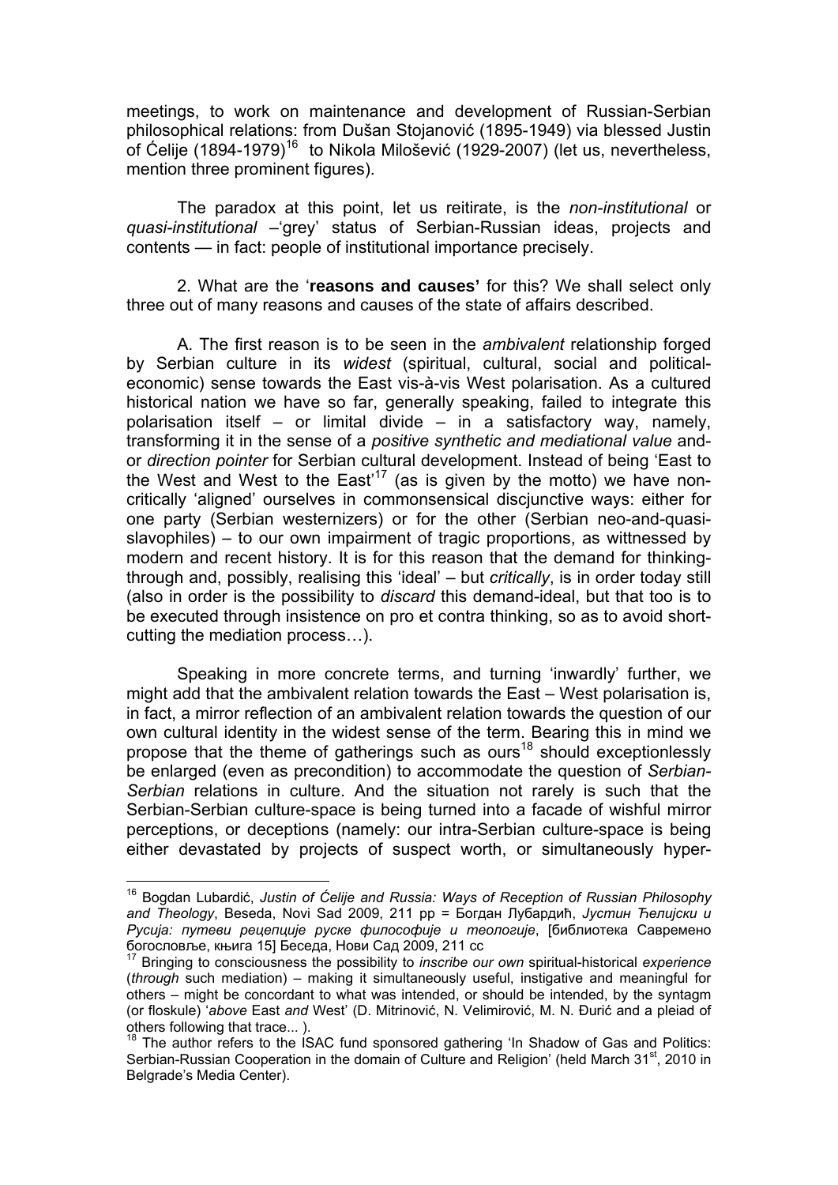meetings, to work on maintenance and development of Russian-Serbian philosophical relations: from Dušan Stojanović (1895-1949) via blessed Justin of Ćelije (1894-1979)[16] to Nikola Milošević (1929-2007) (let us, nevertheless, mention three prominent figures).

The paradox at this point, let us reiterate, is the *non-institutional* or *quasi-institutional* –'grey' status of Serbian-Russian ideas, projects and contents — in fact: people of institutional importance precisely.

2. What are the '**reasons and causes'** for this? We shall select only three out of many reasons and causes of the state of affairs described.

A. The first reason is to be seen in the *ambivalent* relationship forged by Serbian culture in its *widest* (spiritual, cultural, social and political-economic) sense towards the East vis-à-vis West polarisation. As a cultured historical nation we have so far, generally speaking, failed to integrate this polarisation itself – or limital divide – in a satisfactory way, namely, transforming it in the sense of a *positive synthetic and mediational value* and-or *direction pointer* for Serbian cultural development. Instead of being 'East to the West and West to the East'[17] (as is given by the motto) we have non-critically 'aligned' ourselves in commonsensical discjunctive ways: either for one party (Serbian westernizers) or for the other (Serbian neo-and-quasi-slavophiles) – to our own impairment of tragic proportions, as wittnessed by modern and recent history. It is for this reason that the demand for thinking-through and, possibly, realising this 'ideal' – but *critically*, is in order today still (also in order is the possibility to *discard* this demand-ideal, but that too is to be executed through insistence on pro et contra thinking, so as to avoid short-cutting the mediation process…).

Speaking in more concrete terms, and turning 'inwardly' further, we might add that the ambivalent relation towards the East – West polarisation is, in fact, a mirror reflection of an ambivalent relation towards the question of our own cultural identity in the widest sense of the term. Bearing this in mind we propose that the theme of gatherings such as ours[18] should exceptionlessly be enlarged (even as precondition) to accommodate the question of *Serbian-Serbian* relations in culture. And the situation not rarely is such that the Serbian-Serbian culture-space is being turned into a facade of wishful mirror perceptions, or deceptions (namely: our intra-Serbian culture-space is being either devastated by projects of suspect worth, or simultaneously hyper-

---

[16] Bogdan Lubardić, *Justin of Ćelije and Russia: Ways of Reception of Russian Philosophy and Theology*, Beseda, Novi Sad 2009, 211 pp = Богдан Лубардић, *Јустин Ћелијски и Русија: путеви рецепције руске философије и теологије*, [библиотека Савремено богословље, књига 15] Беседа, Нови Сад 2009, 211 cc

[17] Bringing to consciousness the possibility to *inscribe our own* spiritual-historical *experience* (*through* such mediation) – making it simultaneously useful, instigative and meaningful for others – might be concordant to what was intended, or should be intended, by the syntagm (or floskule) '*above* East *and* West' (D. Mitrinović, N. Velimirović, M. N. Đurić and a pleiad of others following that trace... ).

[18] The author refers to the ISAC fund sponsored gathering 'In Shadow of Gas and Politics: Serbian-Russian Cooperation in the domain of Culture and Religion' (held March 31st, 2010 in Belgrade's Media Center).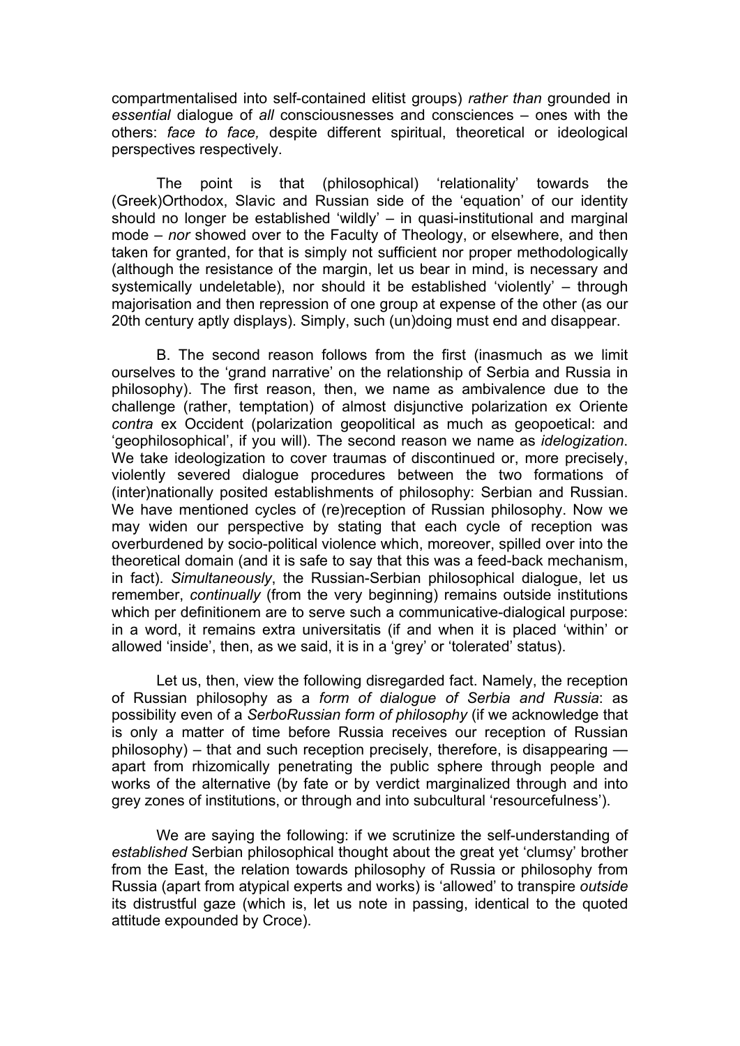compartmentalised into self-contained elitist groups) *rather than* grounded in *essential* dialogue of *all* consciousnesses and consciences – ones with the others: *face to face,* despite different spiritual, theoretical or ideological perspectives respectively.

The point is that (philosophical) 'relationality' towards the (Greek)Orthodox, Slavic and Russian side of the 'equation' of our identity should no longer be established 'wildly' – in quasi-institutional and marginal mode – *nor* showed over to the Faculty of Theology, or elsewhere, and then taken for granted, for that is simply not sufficient nor proper methodologically (although the resistance of the margin, let us bear in mind, is necessary and systemically undeletable), nor should it be established 'violently' – through majorisation and then repression of one group at expense of the other (as our 20th century aptly displays). Simply, such (un)doing must end and disappear.

B. The second reason follows from the first (inasmuch as we limit ourselves to the 'grand narrative' on the relationship of Serbia and Russia in philosophy). The first reason, then, we name as ambivalence due to the challenge (rather, temptation) of almost disjunctive polarization ex Oriente *contra* ex Occident (polarization geopolitical as much as geopoetical: and 'geophilosophical', if you will). The second reason we name as *idelogization*. We take ideologization to cover traumas of discontinued or, more precisely, violently severed dialogue procedures between the two formations of (inter)nationally posited establishments of philosophy: Serbian and Russian. We have mentioned cycles of (re)reception of Russian philosophy. Now we may widen our perspective by stating that each cycle of reception was overburdened by socio-political violence which, moreover, spilled over into the theoretical domain (and it is safe to say that this was a feed-back mechanism, in fact). *Simultaneously*, the Russian-Serbian philosophical dialogue, let us remember, *continually* (from the very beginning) remains outside institutions which per definitionem are to serve such a communicative-dialogical purpose: in a word, it remains extra universitatis (if and when it is placed 'within' or allowed 'inside', then, as we said, it is in a 'grey' or 'tolerated' status).

Let us, then, view the following disregarded fact. Namely, the reception of Russian philosophy as a *form of dialogue of Serbia and Russia*: as possibility even of a *SerboRussian form of philosophy* (if we acknowledge that is only a matter of time before Russia receives our reception of Russian philosophy) – that and such reception precisely, therefore, is disappearing — apart from rhizomically penetrating the public sphere through people and works of the alternative (by fate or by verdict marginalized through and into grey zones of institutions, or through and into subcultural 'resourcefulness').

We are saying the following: if we scrutinize the self-understanding of *established* Serbian philosophical thought about the great yet 'clumsy' brother from the East, the relation towards philosophy of Russia or philosophy from Russia (apart from atypical experts and works) is 'allowed' to transpire *outside* its distrustful gaze (which is, let us note in passing, identical to the quoted attitude expounded by Croce).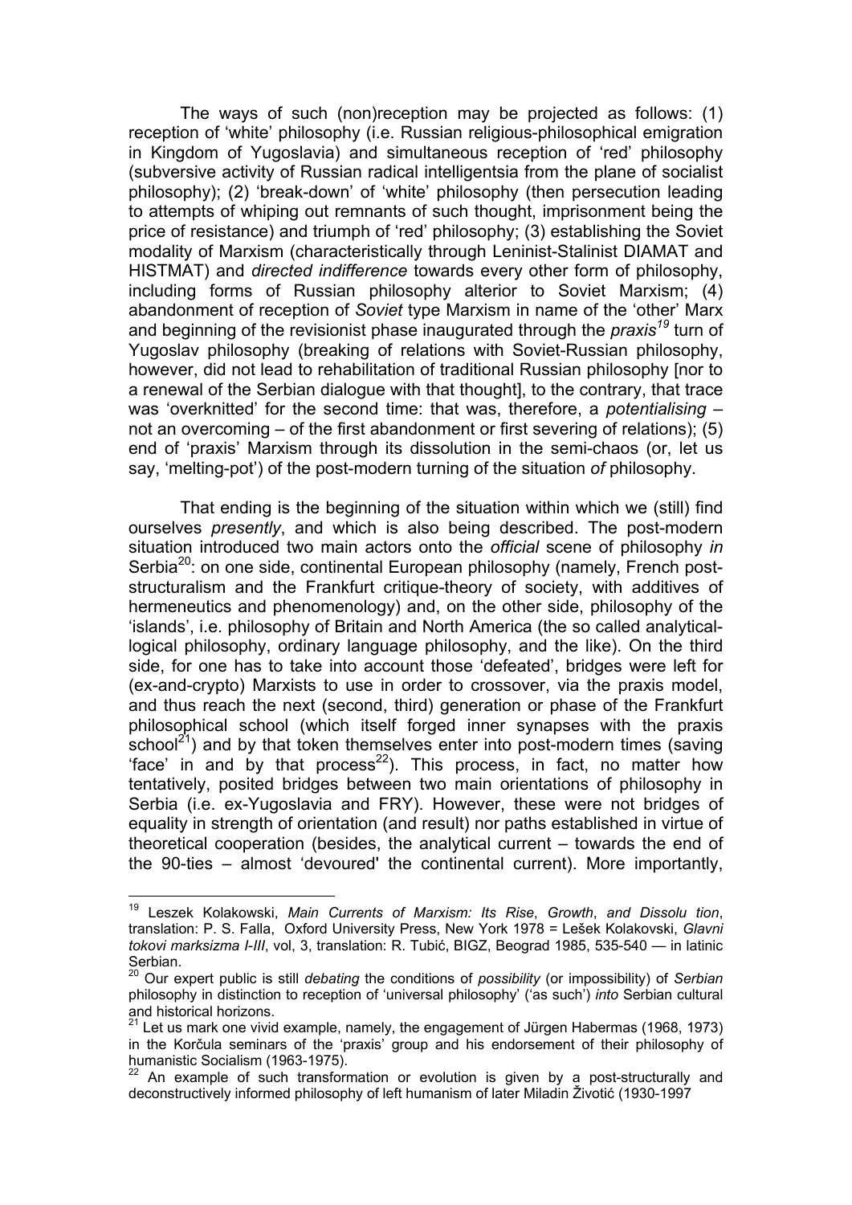The ways of such (non)reception may be projected as follows: (1) reception of 'white' philosophy (i.e. Russian religious-philosophical emigration in Kingdom of Yugoslavia) and simultaneous reception of 'red' philosophy (subversive activity of Russian radical intelligentsia from the plane of socialist philosophy); (2) 'break-down' of 'white' philosophy (then persecution leading to attempts of whiping out remnants of such thought, imprisonment being the price of resistance) and triumph of 'red' philosophy; (3) establishing the Soviet modality of Marxism (characteristically through Leninist-Stalinist DIAMAT and HISTMAT) and *directed indifference* towards every other form of philosophy, including forms of Russian philosophy alterior to Soviet Marxism; (4) abandonment of reception of *Soviet* type Marxism in name of the 'other' Marx and beginning of the revisionist phase inaugurated through the *praxis*[19] turn of Yugoslav philosophy (breaking of relations with Soviet-Russian philosophy, however, did not lead to rehabilitation of traditional Russian philosophy [nor to a renewal of the Serbian dialogue with that thought], to the contrary, that trace was 'overknitted' for the second time: that was, therefore, a *potentialising* – not an overcoming – of the first abandonment or first severing of relations); (5) end of 'praxis' Marxism through its dissolution in the semi-chaos (or, let us say, 'melting-pot') of the post-modern turning of the situation *of* philosophy.

That ending is the beginning of the situation within which we (still) find ourselves *presently*, and which is also being described. The post-modern situation introduced two main actors onto the *official* scene of philosophy *in* Serbia[20]: on one side, continental European philosophy (namely, French post-structuralism and the Frankfurt critique-theory of society, with additives of hermeneutics and phenomenology) and, on the other side, philosophy of the 'islands', i.e. philosophy of Britain and North America (the so called analytical-logical philosophy, ordinary language philosophy, and the like). On the third side, for one has to take into account those 'defeated', bridges were left for (ex-and-crypto) Marxists to use in order to crossover, via the praxis model, and thus reach the next (second, third) generation or phase of the Frankfurt philosophical school (which itself forged inner synapses with the praxis school[21]) and by that token themselves enter into post-modern times (saving 'face' in and by that process[22]). This process, in fact, no matter how tentatively, posited bridges between two main orientations of philosophy in Serbia (i.e. ex-Yugoslavia and FRY). However, these were not bridges of equality in strength of orientation (and result) nor paths established in virtue of theoretical cooperation (besides, the analytical current – towards the end of the 90-ties – almost 'devoured' the continental current). More importantly,

---

[19] Leszek Kolakowski, *Main Currents of Marxism: Its Rise*, *Growth*, *and Dissolu tion*, translation: P. S. Falla, Oxford University Press, New York 1978 = Lešek Kolakovski, *Glavni tokovi marksizma I-III*, vol, 3, translation: R. Tubić, BIGZ, Beograd 1985, 535-540 — in latinic Serbian.

[20] Our expert public is still *debating* the conditions of *possibility* (or impossibility) of *Serbian* philosophy in distinction to reception of 'universal philosophy' ('as such') *into* Serbian cultural and historical horizons.

[21] Let us mark one vivid example, namely, the engagement of Jürgen Habermas (1968, 1973) in the Korčula seminars of the 'praxis' group and his endorsement of their philosophy of humanistic Socialism (1963-1975).

[22] An example of such transformation or evolution is given by a post-structurally and deconstructively informed philosophy of left humanism of later Miladin Životić (1930-1997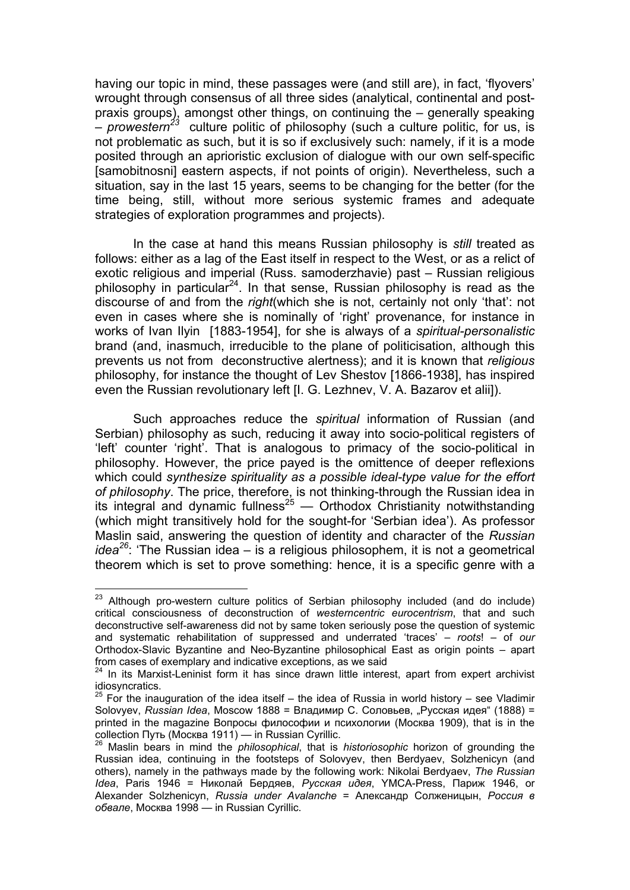having our topic in mind, these passages were (and still are), in fact, 'flyovers' wrought through consensus of all three sides (analytical, continental and post-praxis groups), amongst other things, on continuing the – generally speaking – *prowestern*[23] culture politic of philosophy (such a culture politic, for us, is not problematic as such, but it is so if exclusively such: namely, if it is a mode posited through an aprioristic exclusion of dialogue with our own self-specific [samobitnosni] eastern aspects, if not points of origin). Nevertheless, such a situation, say in the last 15 years, seems to be changing for the better (for the time being, still, without more serious systemic frames and adequate strategies of exploration programmes and projects).

In the case at hand this means Russian philosophy is *still* treated as follows: either as a lag of the East itself in respect to the West, or as a relict of exotic religious and imperial (Russ. samoderzhavie) past – Russian religious philosophy in particular[24]. In that sense, Russian philosophy is read as the discourse of and from the *right*(which she is not, certainly not only 'that': not even in cases where she is nominally of 'right' provenance, for instance in works of Ivan Ilyin [1883-1954], for she is always of a *spiritual-personalistic* brand (and, inasmuch, irreducible to the plane of politicisation, although this prevents us not from deconstructive alertness); and it is known that *religious* philosophy, for instance the thought of Lev Shestov [1866-1938], has inspired even the Russian revolutionary left [I. G. Lezhnev, V. A. Bazarov et alii]).

Such approaches reduce the *spiritual* information of Russian (and Serbian) philosophy as such, reducing it away into socio-political registers of 'left' counter 'right'. That is analogous to primacy of the socio-political in philosophy. However, the price payed is the omittence of deeper reflexions which could *synthesize spirituality as a possible ideal-type value for the effort of philosophy*. The price, therefore, is not thinking-through the Russian idea in its integral and dynamic fullness[25] — Orthodox Christianity notwithstanding (which might transitively hold for the sought-for 'Serbian idea'). As professor Maslin said, answering the question of identity and character of the *Russian idea*[26]: 'The Russian idea – is a religious philosophem, it is not a geometrical theorem which is set to prove something: hence, it is a specific genre with a

---

[23] Although pro-western culture politics of Serbian philosophy included (and do include) critical consciousness of deconstruction of *westerncentric eurocentrism*, that and such deconstructive self-awareness did not by same token seriously pose the question of systemic and systematic rehabilitation of suppressed and underrated 'traces' – *roots*! – of *our* Orthodox-Slavic Byzantine and Neo-Byzantine philosophical East as origin points – apart from cases of exemplary and indicative exceptions, as we said

[24] In its Marxist-Leninist form it has since drawn little interest, apart from expert archivist idiosyncratics.

[25] For the inauguration of the idea itself – the idea of Russia in world history – see Vladimir Solovyev, *Russian Idea*, Moscow 1888 = Владимир С. Соловьев, „Русская идея" (1888) = printed in the magazine Вопросы философии и психологии (Москва 1909), that is in the collection Путь (Москва 1911) — in Russian Cyrillic.

[26] Maslin bears in mind the *philosophical*, that is *historiosophic* horizon of grounding the Russian idea, continuing in the footsteps of Solovyev, then Berdyaev, Solzhenicyn (and others), namely in the pathways made by the following work: Nikolai Berdyaev, *The Russian Idea*, Paris 1946 = Николай Бердяев, *Русская идея*, YMCA-Press, Париж 1946, or Alexander Solzhenicyn, *Russia under Avalanche* = Александр Солженицын, *Россия в обвале*, Москва 1998 — in Russian Cyrillic.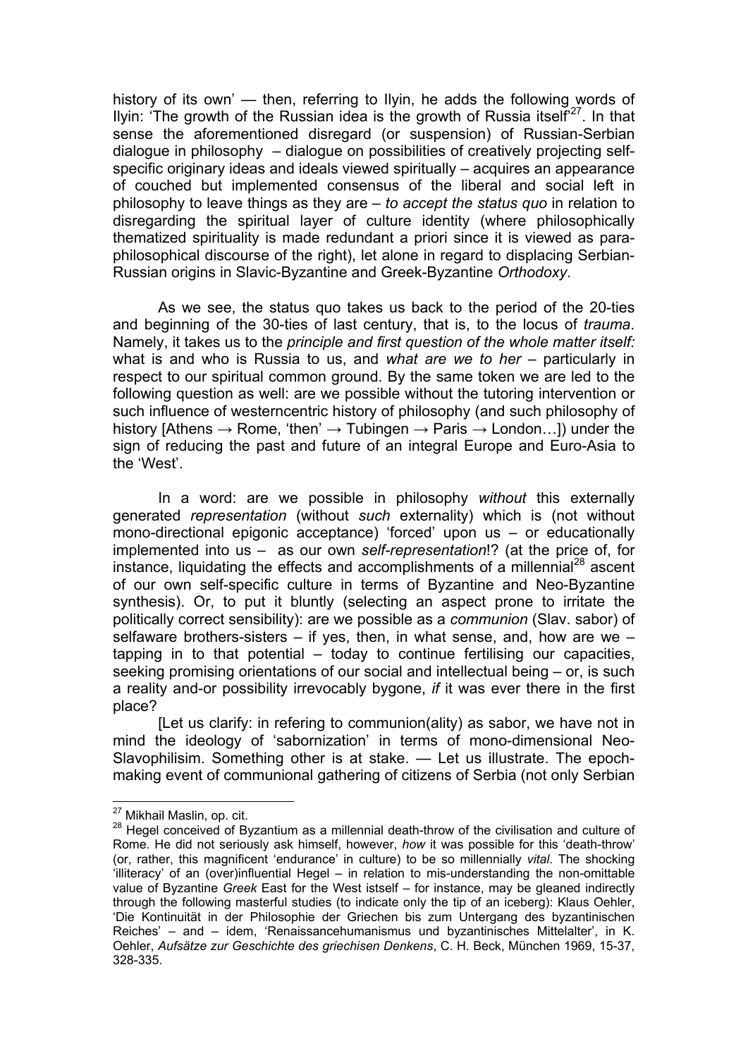history of its own' — then, referring to Ilyin, he adds the following words of Ilyin: 'The growth of the Russian idea is the growth of Russia itself'[27]. In that sense the aforementioned disregard (or suspension) of Russian-Serbian dialogue in philosophy – dialogue on possibilities of creatively projecting self-specific originary ideas and ideals viewed spiritually – acquires an appearance of couched but implemented consensus of the liberal and social left in philosophy to leave things as they are – *to accept the status quo* in relation to disregarding the spiritual layer of culture identity (where philosophically thematized spirituality is made redundant a priori since it is viewed as para-philosophical discourse of the right), let alone in regard to displacing Serbian-Russian origins in Slavic-Byzantine and Greek-Byzantine *Orthodoxy*.

As we see, the status quo takes us back to the period of the 20-ties and beginning of the 30-ties of last century, that is, to the locus of *trauma*. Namely, it takes us to the *principle and first question of the whole matter itself:* what is and who is Russia to us, and *what are we to her* – particularly in respect to our spiritual common ground. By the same token we are led to the following question as well: are we possible without the tutoring intervention or such influence of westerncentric history of philosophy (and such philosophy of history [Athens → Rome, 'then' → Tubingen → Paris → London…]) under the sign of reducing the past and future of an integral Europe and Euro-Asia to the 'West'.

In a word: are we possible in philosophy *without* this externally generated *representation* (without *such* externality) which is (not without mono-directional epigonic acceptance) 'forced' upon us – or educationally implemented into us – as our own *self-representation*!? (at the price of, for instance, liquidating the effects and accomplishments of a millennial[28] ascent of our own self-specific culture in terms of Byzantine and Neo-Byzantine synthesis). Or, to put it bluntly (selecting an aspect prone to irritate the politically correct sensibility): are we possible as a *communion* (Slav. sabor) of selfaware brothers-sisters – if yes, then, in what sense, and, how are we – tapping in to that potential – today to continue fertilising our capacities, seeking promising orientations of our social and intellectual being – or, is such a reality and-or possibility irrevocably bygone, *if* it was ever there in the first place?

[Let us clarify: in refering to communion(ality) as sabor, we have not in mind the ideology of 'sabornization' in terms of mono-dimensional Neo-Slavophilisim. Something other is at stake. — Let us illustrate. The epoch-making event of communional gathering of citizens of Serbia (not only Serbian

---

[27] Mikhail Maslin, op. cit.

[28] Hegel conceived of Byzantium as a millennial death-throw of the civilisation and culture of Rome. He did not seriously ask himself, however, *how* it was possible for this 'death-throw' (or, rather, this magnificent 'endurance' in culture) to be so millennially *vital*. The shocking 'illiteracy' of an (over)influential Hegel – in relation to mis-understanding the non-omittable value of Byzantine *Greek* East for the West istself – for instance, may be gleaned indirectly through the following masterful studies (to indicate only the tip of an iceberg): Klaus Oehler, 'Die Kontinuität in der Philosophie der Griechen bis zum Untergang des byzantinischen Reiches' – and – idem, 'Renaissancehumanismus und byzantinisches Mittelalter', in K. Oehler, *Aufsätze zur Geschichte des griechisen Denkens*, C. H. Beck, München 1969, 15-37, 328-335.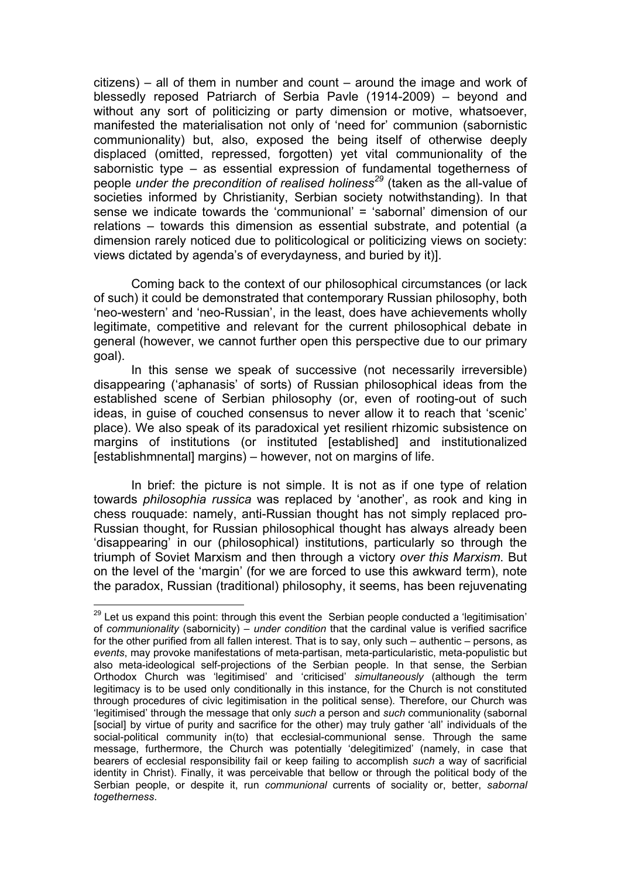citizens) – all of them in number and count – around the image and work of blessedly reposed Patriarch of Serbia Pavle (1914-2009) – beyond and without any sort of politicizing or party dimension or motive, whatsoever, manifested the materialisation not only of 'need for' communion (sabornistic communionality) but, also, exposed the being itself of otherwise deeply displaced (omitted, repressed, forgotten) yet vital communionality of the sabornistic type – as essential expression of fundamental togetherness of people *under the precondition of realised holiness*[29] (taken as the all-value of societies informed by Christianity, Serbian society notwithstanding). In that sense we indicate towards the 'communional' = 'sabornal' dimension of our relations – towards this dimension as essential substrate, and potential (a dimension rarely noticed due to politicological or politicizing views on society: views dictated by agenda's of everydayness, and buried by it)].

Coming back to the context of our philosophical circumstances (or lack of such) it could be demonstrated that contemporary Russian philosophy, both 'neo-western' and 'neo-Russian', in the least, does have achievements wholly legitimate, competitive and relevant for the current philosophical debate in general (however, we cannot further open this perspective due to our primary goal).

In this sense we speak of successive (not necessarily irreversible) disappearing ('aphanasis' of sorts) of Russian philosophical ideas from the established scene of Serbian philosophy (or, even of rooting-out of such ideas, in guise of couched consensus to never allow it to reach that 'scenic' place). We also speak of its paradoxical yet resilient rhizomic subsistence on margins of institutions (or instituted [established] and institutionalized [establishmnental] margins) – however, not on margins of life.

In brief: the picture is not simple. It is not as if one type of relation towards *philosophia russica* was replaced by 'another', as rook and king in chess rouquade: namely, anti-Russian thought has not simply replaced pro-Russian thought, for Russian philosophical thought has always already been 'disappearing' in our (philosophical) institutions, particularly so through the triumph of Soviet Marxism and then through a victory *over this Marxism*. But on the level of the 'margin' (for we are forced to use this awkward term), note the paradox, Russian (traditional) philosophy, it seems, has been rejuvenating

[29] Let us expand this point: through this event the Serbian people conducted a 'legitimisation' of *communionality* (sabornicity) – *under condition* that the cardinal value is verified sacrifice for the other purified from all fallen interest. That is to say, only such – authentic – persons, as *events*, may provoke manifestations of meta-partisan, meta-particularistic, meta-populistic but also meta-ideological self-projections of the Serbian people. In that sense, the Serbian Orthodox Church was 'legitimised' and 'criticised' *simultaneously* (although the term legitimacy is to be used only conditionally in this instance, for the Church is not constituted through procedures of civic legitimisation in the political sense). Therefore, our Church was 'legitimised' through the message that only *such* a person and *such* communionality (sabornal [social] by virtue of purity and sacrifice for the other) may truly gather 'all' individuals of the social-political community in(to) that ecclesial-communional sense. Through the same message, furthermore, the Church was potentially 'delegitimized' (namely, in case that bearers of ecclesial responsibility fail or keep failing to accomplish *such* a way of sacrificial identity in Christ). Finally, it was perceivable that bellow or through the political body of the Serbian people, or despite it, run *communional* currents of sociality or, better, *sabornal togetherness*.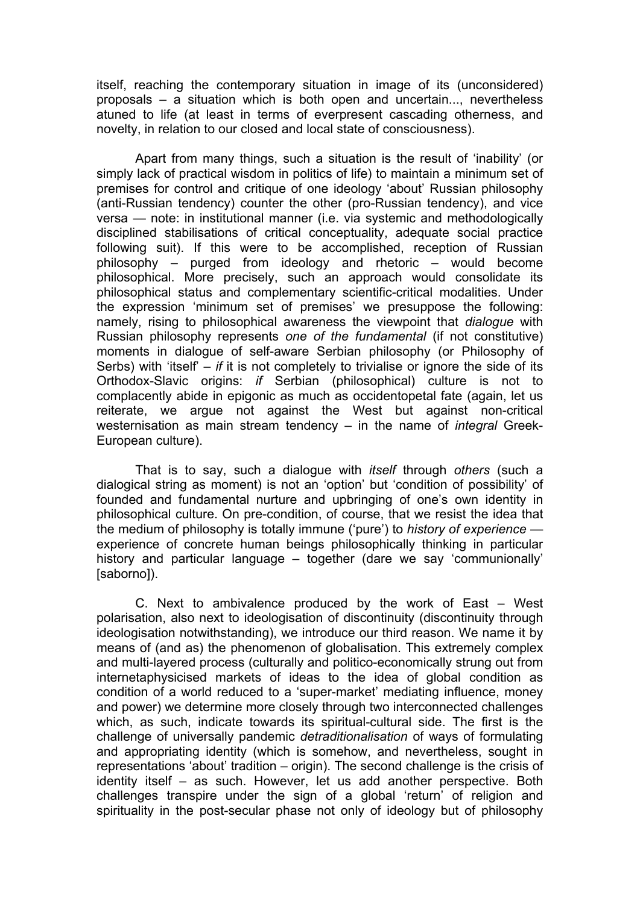itself, reaching the contemporary situation in image of its (unconsidered) proposals – a situation which is both open and uncertain..., nevertheless atuned to life (at least in terms of everpresent cascading otherness, and novelty, in relation to our closed and local state of consciousness).

Apart from many things, such a situation is the result of 'inability' (or simply lack of practical wisdom in politics of life) to maintain a minimum set of premises for control and critique of one ideology 'about' Russian philosophy (anti-Russian tendency) counter the other (pro-Russian tendency), and vice versa — note: in institutional manner (i.e. via systemic and methodologically disciplined stabilisations of critical conceptuality, adequate social practice following suit). If this were to be accomplished, reception of Russian philosophy – purged from ideology and rhetoric – would become philosophical. More precisely, such an approach would consolidate its philosophical status and complementary scientific-critical modalities. Under the expression 'minimum set of premises' we presuppose the following: namely, rising to philosophical awareness the viewpoint that *dialogue* with Russian philosophy represents *one of the fundamental* (if not constitutive) moments in dialogue of self-aware Serbian philosophy (or Philosophy of Serbs) with 'itself' – *if* it is not completely to trivialise or ignore the side of its Orthodox-Slavic origins: *if* Serbian (philosophical) culture is not to complacently abide in epigonic as much as occidentopetal fate (again, let us reiterate, we argue not against the West but against non-critical westernisation as main stream tendency – in the name of *integral* Greek-European culture).

That is to say, such a dialogue with *itself* through *others* (such a dialogical string as moment) is not an 'option' but 'condition of possibility' of founded and fundamental nurture and upbringing of one's own identity in philosophical culture. On pre-condition, of course, that we resist the idea that the medium of philosophy is totally immune ('pure') to *history of experience* — experience of concrete human beings philosophically thinking in particular history and particular language – together (dare we say 'communionally' [saborno]).

C. Next to ambivalence produced by the work of East – West polarisation, also next to ideologisation of discontinuity (discontinuity through ideologisation notwithstanding), we introduce our third reason. We name it by means of (and as) the phenomenon of globalisation. This extremely complex and multi-layered process (culturally and politico-economically strung out from internetaphysicised markets of ideas to the idea of global condition as condition of a world reduced to a 'super-market' mediating influence, money and power) we determine more closely through two interconnected challenges which, as such, indicate towards its spiritual-cultural side. The first is the challenge of universally pandemic *detraditionalisation* of ways of formulating and appropriating identity (which is somehow, and nevertheless, sought in representations 'about' tradition – origin). The second challenge is the crisis of identity itself – as such. However, let us add another perspective. Both challenges transpire under the sign of a global 'return' of religion and spirituality in the post-secular phase not only of ideology but of philosophy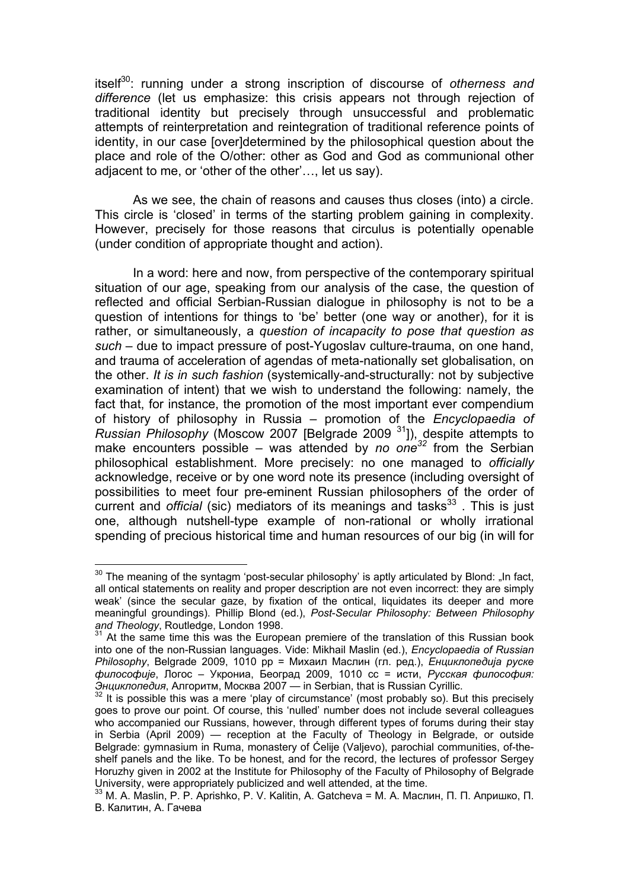itself[30]: running under a strong inscription of discourse of *otherness and difference* (let us emphasize: this crisis appears not through rejection of traditional identity but precisely through unsuccessful and problematic attempts of reinterpretation and reintegration of traditional reference points of identity, in our case [over]determined by the philosophical question about the place and role of the O/other: other as God and God as communional other adjacent to me, or 'other of the other'…, let us say).

As we see, the chain of reasons and causes thus closes (into) a circle. This circle is 'closed' in terms of the starting problem gaining in complexity. However, precisely for those reasons that circulus is potentially openable (under condition of appropriate thought and action).

In a word: here and now, from perspective of the contemporary spiritual situation of our age, speaking from our analysis of the case, the question of reflected and official Serbian-Russian dialogue in philosophy is not to be a question of intentions for things to 'be' better (one way or another), for it is rather, or simultaneously, a *question of incapacity to pose that question as such* – due to impact pressure of post-Yugoslav culture-trauma, on one hand, and trauma of acceleration of agendas of meta-nationally set globalisation, on the other. *It is in such fashion* (systemically-and-structurally: not by subjective examination of intent) that we wish to understand the following: namely, the fact that, for instance, the promotion of the most important ever compendium of history of philosophy in Russia – promotion of the *Encyclopaedia of Russian Philosophy* (Moscow 2007 [Belgrade 2009 [31]]), despite attempts to make encounters possible – was attended by *no one*[32] from the Serbian philosophical establishment. More precisely: no one managed to *officially* acknowledge, receive or by one word note its presence (including oversight of possibilities to meet four pre-eminent Russian philosophers of the order of current and *official* (sic) mediators of its meanings and tasks[33] . This is just one, although nutshell-type example of non-rational or wholly irrational spending of precious historical time and human resources of our big (in will for

---

[30] The meaning of the syntagm 'post-secular philosophy' is aptly articulated by Blond: „In fact, all ontical statements on reality and proper description are not even incorrect: they are simply weak' (since the secular gaze, by fixation of the ontical, liquidates its deeper and more meaningful groundings). Phillip Blond (ed.), *Post-Secular Philosophy: Between Philosophy and Theology*, Routledge, London 1998.

[31] At the same time this was the European premiere of the translation of this Russian book into one of the non-Russian languages. Vide: Mikhail Maslin (ed.), *Encyclopaedia of Russian Philosophy*, Belgrade 2009, 1010 pp = Михаил Маслин (гл. ред.), *Енциклопедија руске философије*, Логос – Укрониа, Београд 2009, 1010 сс = исти, *Русская философия: Энциклопедия*, Алгоритм, Москва 2007 — in Serbian, that is Russian Cyrillic.

[32] It is possible this was a mere 'play of circumstance' (most probably so). But this precisely goes to prove our point. Of course, this 'nulled' number does not include several colleagues who accompanied our Russians, however, through different types of forums during their stay in Serbia (April 2009) — reception at the Faculty of Theology in Belgrade, or outside Belgrade: gymnasium in Ruma, monastery of Ćelije (Valjevo), parochial communities, of-the-shelf panels and the like. To be honest, and for the record, the lectures of professor Sergey Horuzhy given in 2002 at the Institute for Philosophy of the Faculty of Philosophy of Belgrade University, were appropriately publicized and well attended, at the time.

[33] M. A. Maslin, P. P. Aprishko, P. V. Kalitin, A. Gatcheva = М. А. Маслин, П. П. Апришко, П. В. Калитин, А. Гачева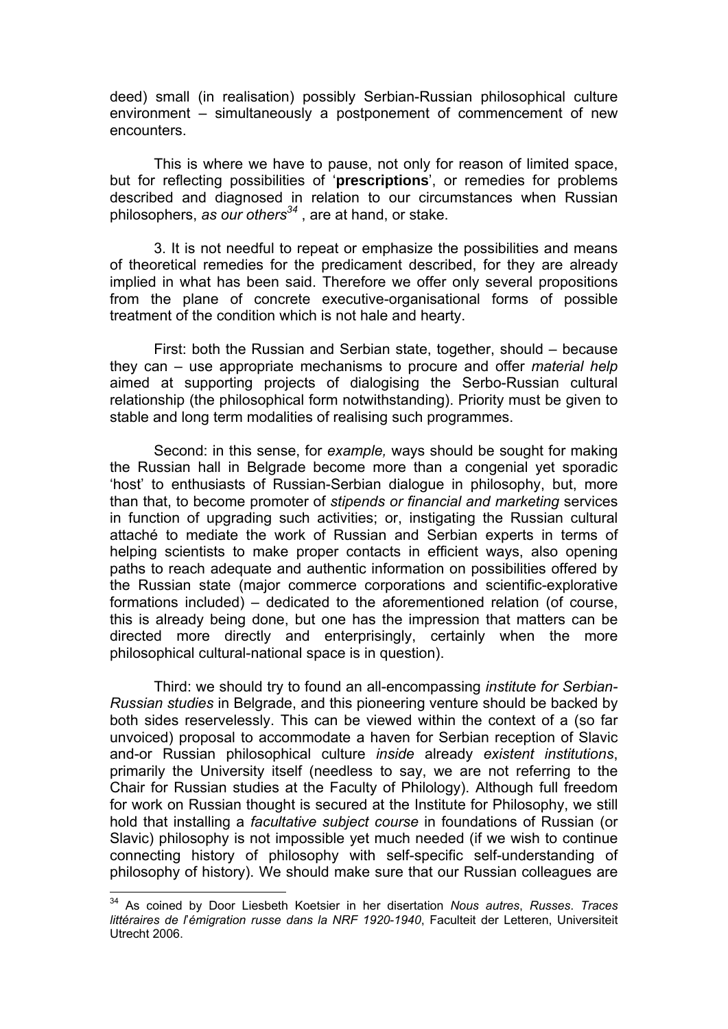deed) small (in realisation) possibly Serbian-Russian philosophical culture environment – simultaneously a postponement of commencement of new encounters.

This is where we have to pause, not only for reason of limited space, but for reflecting possibilities of '**prescriptions**', or remedies for problems described and diagnosed in relation to our circumstances when Russian philosophers, *as our others*[34] , are at hand, or stake.

3. It is not needful to repeat or emphasize the possibilities and means of theoretical remedies for the predicament described, for they are already implied in what has been said. Therefore we offer only several propositions from the plane of concrete executive-organisational forms of possible treatment of the condition which is not hale and hearty.

First: both the Russian and Serbian state, together, should – because they can – use appropriate mechanisms to procure and offer *material help* aimed at supporting projects of dialogising the Serbo-Russian cultural relationship (the philosophical form notwithstanding). Priority must be given to stable and long term modalities of realising such programmes.

Second: in this sense, for *example,* ways should be sought for making the Russian hall in Belgrade become more than a congenial yet sporadic 'host' to enthusiasts of Russian-Serbian dialogue in philosophy, but, more than that, to become promoter of *stipends or financial and marketing* services in function of upgrading such activities; or, instigating the Russian cultural attaché to mediate the work of Russian and Serbian experts in terms of helping scientists to make proper contacts in efficient ways, also opening paths to reach adequate and authentic information on possibilities offered by the Russian state (major commerce corporations and scientific-explorative formations included) – dedicated to the aforementioned relation (of course, this is already being done, but one has the impression that matters can be directed more directly and enterprisingly, certainly when the more philosophical cultural-national space is in question).

Third: we should try to found an all-encompassing *institute for Serbian-Russian studies* in Belgrade, and this pioneering venture should be backed by both sides reservelessly. This can be viewed within the context of a (so far unvoiced) proposal to accommodate a haven for Serbian reception of Slavic and-or Russian philosophical culture *inside* already *existent institutions*, primarily the University itself (needless to say, we are not referring to the Chair for Russian studies at the Faculty of Philology). Although full freedom for work on Russian thought is secured at the Institute for Philosophy, we still hold that installing a *facultative subject course* in foundations of Russian (or Slavic) philosophy is not impossible yet much needed (if we wish to continue connecting history of philosophy with self-specific self-understanding of philosophy of history). We should make sure that our Russian colleagues are

---

[34] As coined by Door Liesbeth Koetsier in her disertation *Nous autres*, *Russes*. *Traces littéraires de l'émigration russe dans la NRF 1920-1940*, Faculteit der Letteren, Universiteit Utrecht 2006.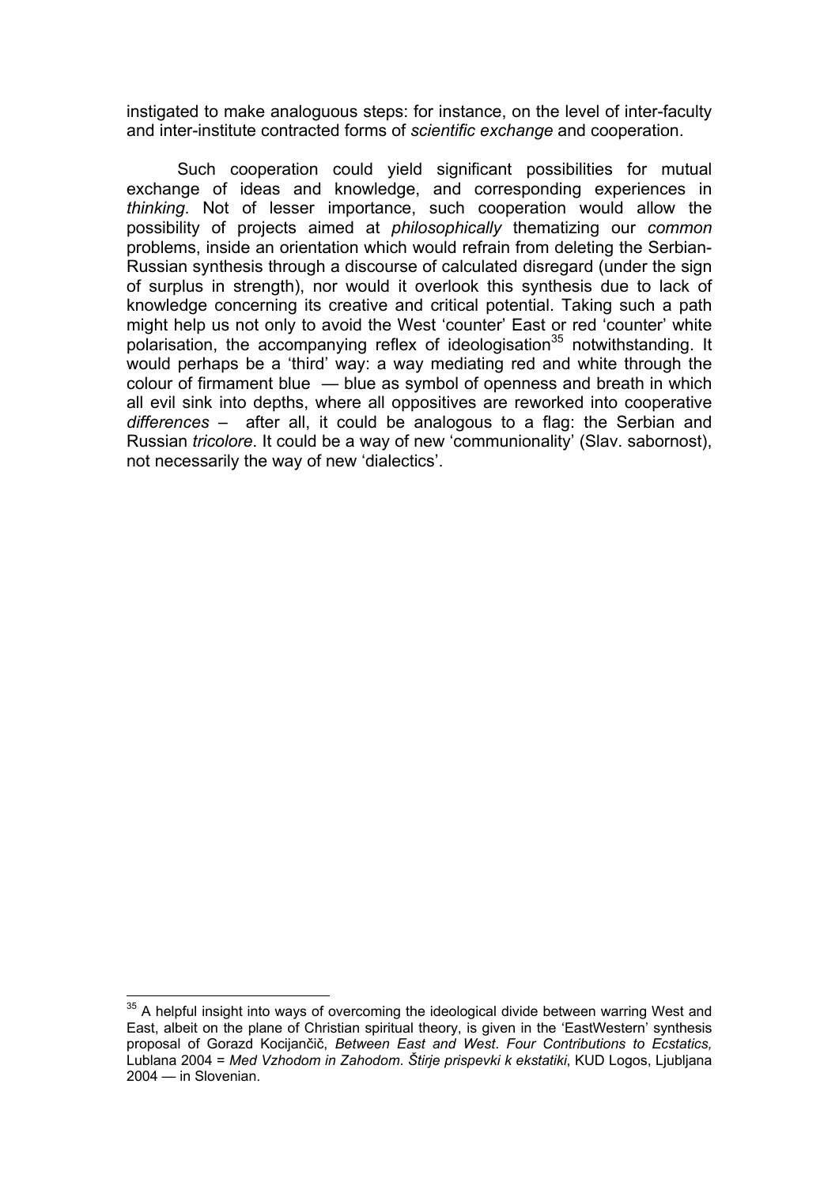instigated to make analoguous steps: for instance, on the level of inter-faculty and inter-institute contracted forms of *scientific exchange* and cooperation.

Such cooperation could yield significant possibilities for mutual exchange of ideas and knowledge, and corresponding experiences in *thinking*. Not of lesser importance, such cooperation would allow the possibility of projects aimed at *philosophically* thematizing our *common* problems, inside an orientation which would refrain from deleting the Serbian-Russian synthesis through a discourse of calculated disregard (under the sign of surplus in strength), nor would it overlook this synthesis due to lack of knowledge concerning its creative and critical potential. Taking such a path might help us not only to avoid the West 'counter' East or red 'counter' white polarisation, the accompanying reflex of ideologisation[35] notwithstanding. It would perhaps be a 'third' way: a way mediating red and white through the colour of firmament blue — blue as symbol of openness and breath in which all evil sink into depths, where all oppositives are reworked into cooperative *differences* – after all, it could be analogous to a flag: the Serbian and Russian *tricolore*. It could be a way of new 'communionality' (Slav. sabornost), not necessarily the way of new 'dialectics'.

---

[35] A helpful insight into ways of overcoming the ideological divide between warring West and East, albeit on the plane of Christian spiritual theory, is given in the 'EastWestern' synthesis proposal of Gorazd Kocijančič, *Between East and West. Four Contributions to Ecstatics,* Lublana 2004 = *Med Vzhodom in Zahodom. Štirje prispevki k ekstatiki*, KUD Logos, Ljubljana 2004 — in Slovenian.